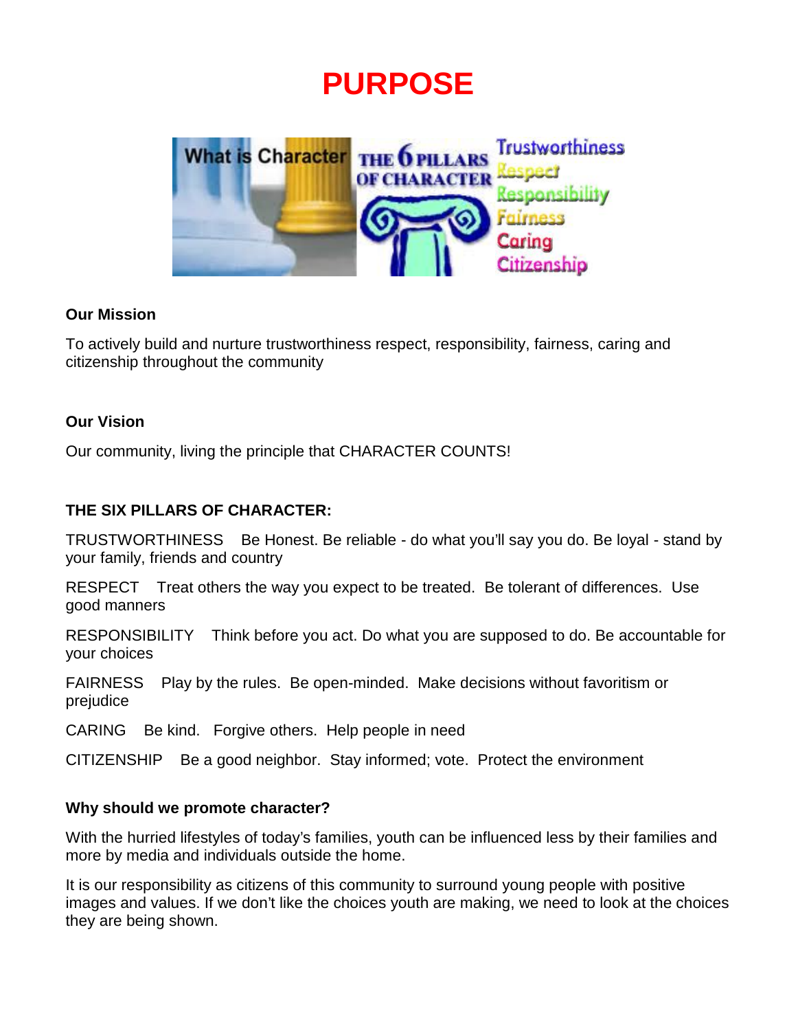# PURPOSE

**Our Mission**

To actively build and nurture trustworthiness respect, responsibility, fairness, caring and citizenship throughout the community

**Our Vision**

Our community, living the principle that CHARACTER COUNTS!

**THE SIX PILLARS OF CHARACTER:**

TRUSTWORTHINESS   Be Honest. Be reliable - do what you'll say you do. Be loyal - stand by your family, friends and country

RESPECT   Treat others the way you expect to be treated. Be tolerant of differences. Use good manners

RESPONSIBILITY   Think before you act. Do what you are supposed to do. Be accountable for your choices

FAIRNESS   Play by the rules. Be open-minded. Make decisions without favoritism or prejudice

CARING   Be kind. Forgive others. Help people in need

CITIZENSHIP   Be a good neighbor. Stay informed; vote. Protect the environment

**Why should we promote character?**

With the hurried lifestyles of today's families, youth can be influenced less by their families and more by media and individuals outside the home.

It is our responsibility as citizens of this community to surround young people with positive images and values. If we don't like the choices youth are making, we need to look at the choices they are being shown.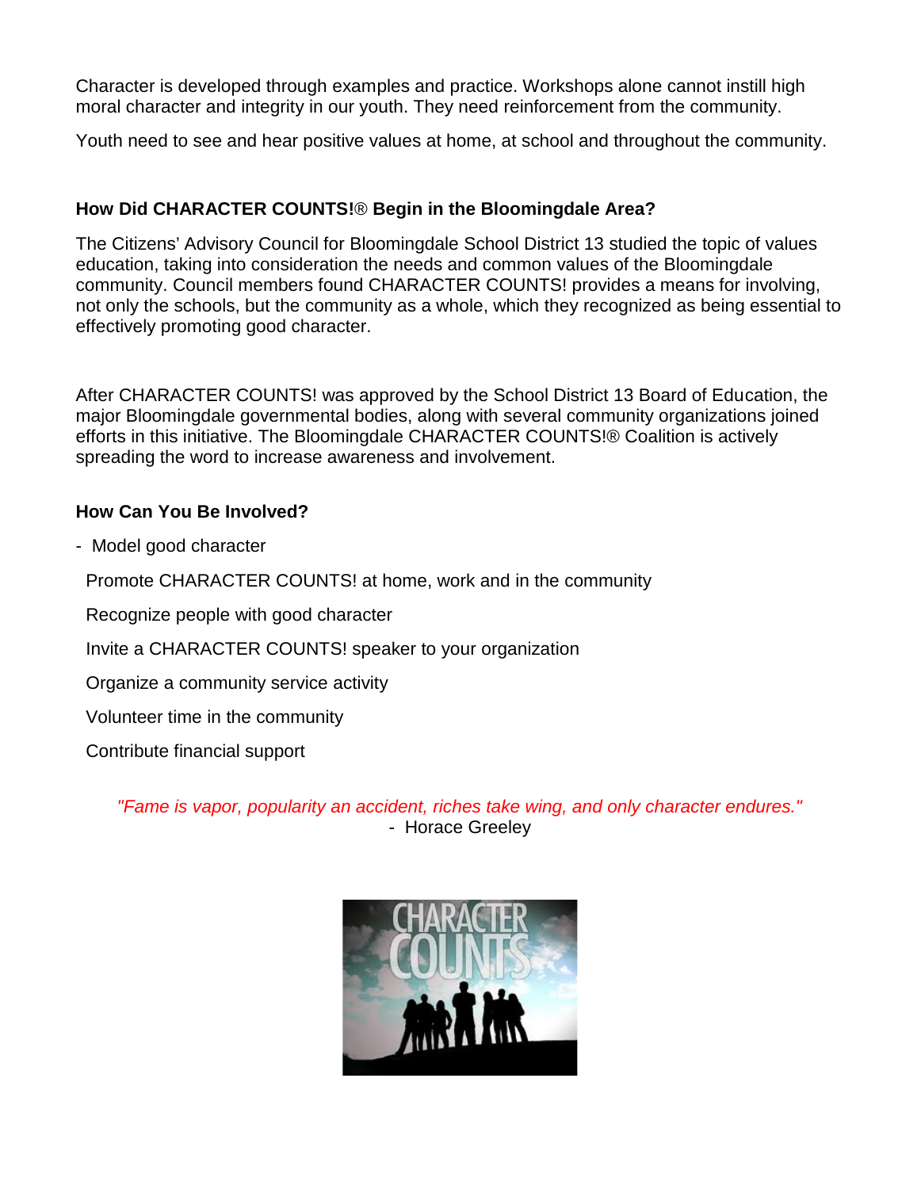Character is developed through examples and practice. Workshops alone cannot instill high moral character and integrity in our youth. They need reinforcement from the community.

Youth need to see and hear positive values at home, at school and throughout the community.

### How Did CHARACTER COUNTS!® Begin in the Bloomingdale Area?

The Citizens' Advisory Council for Bloomingdale School District 13 studied the topic of values education, taking into consideration the needs and common values of the Bloomingdale community. Council members found CHARACTER COUNTS! provides a means for involving, not only the schools, but the community as a whole, which they recognized as being essential to effectively promoting good character.

After CHARACTER COUNTS! was approved by the School District 13 Board of Education, the major Bloomingdale governmental bodies, along with several community organizations joined efforts in this initiative. The Bloomingdale CHARACTER COUNTS!® Coalition is actively spreading the word to increase awareness and involvement.

### How Can You Be Involved?

- Model good character
- Promote CHARACTER COUNTS! at home, work and in the community
- Recognize people with good character
- Invite a CHARACTER COUNTS! speaker to your organization
- Organize a community service activity
- Volunteer time in the community
- Contribute financial support

*"Fame is vapor, popularity an accident, riches take wing, and only character endures."*
\- Horace Greeley

CHARACTER COUNTS